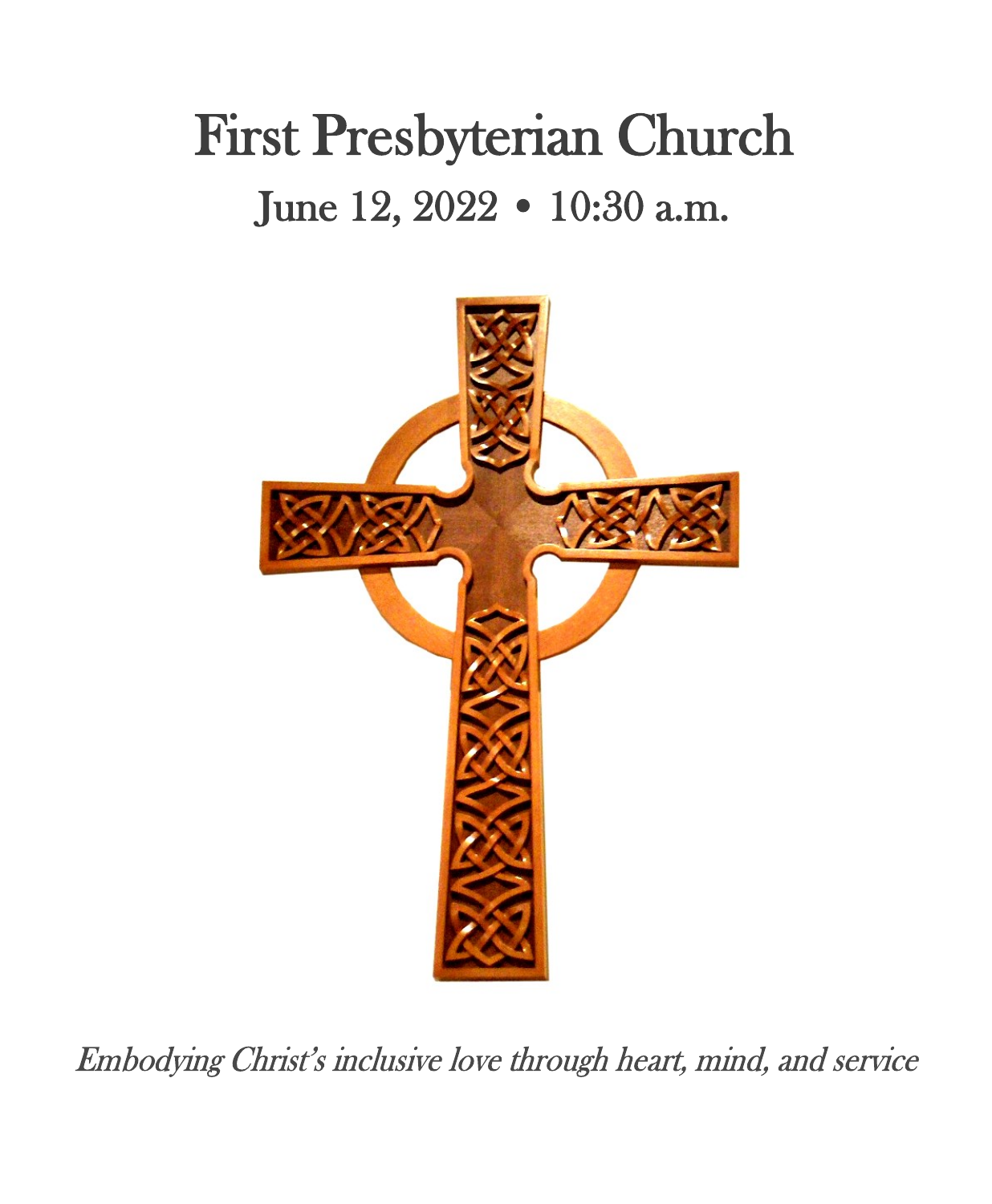# First Presbyterian Church

## June 12, 2022 • 10:30 a.m.

*Embodying Christ's inclusive love through heart, mind, and service*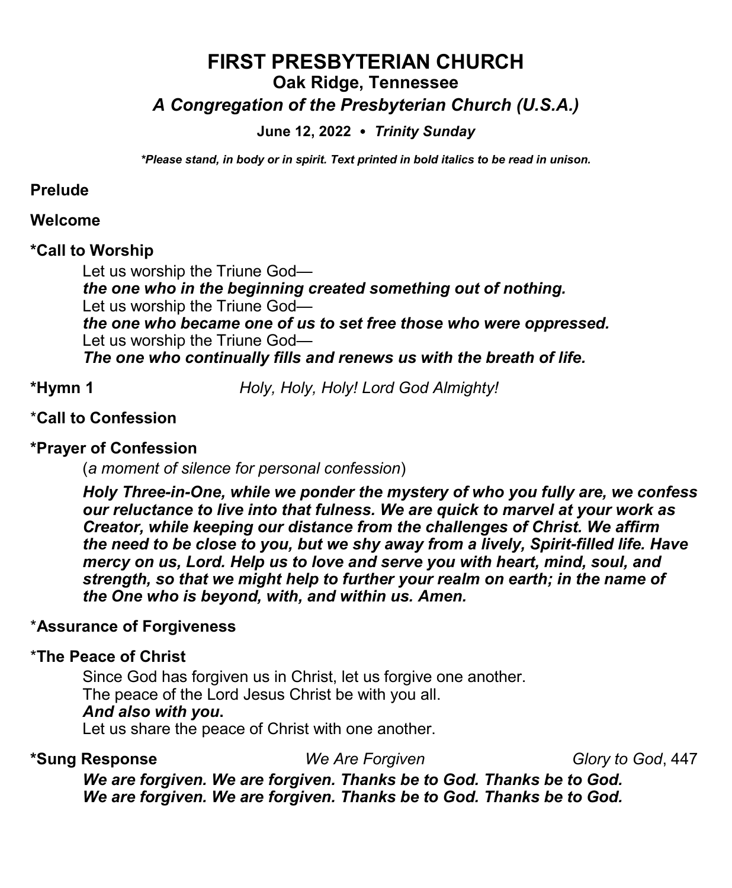# FIRST PRESBYTERIAN CHURCH

## Oak Ridge, Tennessee

### *A Congregation of the Presbyterian Church (U.S.A.)*

**June 12, 2022 • *Trinity Sunday***

***\*Please stand, in body or in spirit. Text printed in bold italics to be read in unison.***

**Prelude**

**Welcome**

**\*Call to Worship**

Let us worship the Triune God—
***the one who in the beginning created something out of nothing.***
Let us worship the Triune God—
***the one who became one of us to set free those who were oppressed.***
Let us worship the Triune God—
***The one who continually fills and renews us with the breath of life.***

**\*Hymn 1** *Holy, Holy, Holy! Lord God Almighty!*

**\*Call to Confession**

**\*Prayer of Confession**

(*a moment of silence for personal confession*)

***Holy Three-in-One, while we ponder the mystery of who you fully are, we confess our reluctance to live into that fulness. We are quick to marvel at your work as Creator, while keeping our distance from the challenges of Christ. We affirm the need to be close to you, but we shy away from a lively, Spirit-filled life. Have mercy on us, Lord. Help us to love and serve you with heart, mind, soul, and strength, so that we might help to further your realm on earth; in the name of the One who is beyond, with, and within us. Amen.***

**\*Assurance of Forgiveness**

**\*The Peace of Christ**

Since God has forgiven us in Christ, let us forgive one another.
The peace of the Lord Jesus Christ be with you all.
***And also with you*****.**
Let us share the peace of Christ with one another.

**\*Sung Response** *We Are Forgiven* *Glory to God*, 447

***We are forgiven. We are forgiven. Thanks be to God. Thanks be to God.***
***We are forgiven. We are forgiven. Thanks be to God. Thanks be to God.***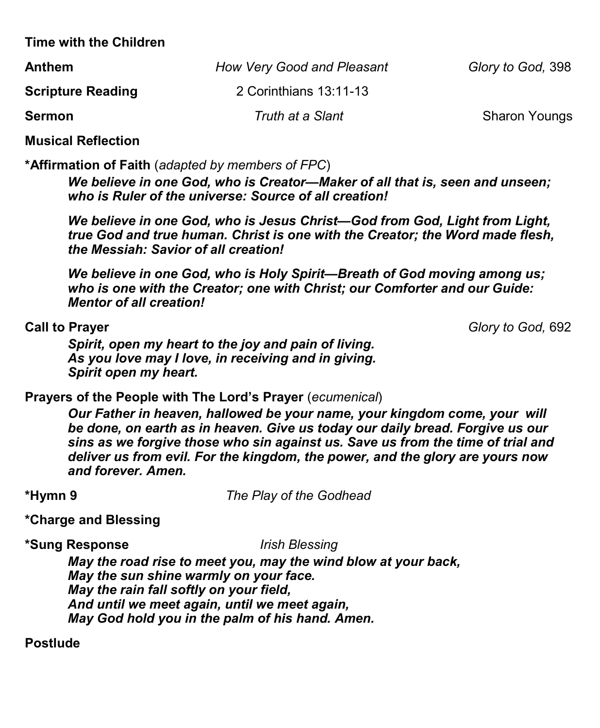**Time with the Children**

**Anthem** *How Very Good and Pleasant* *Glory to God,* 398

**Scripture Reading** 2 Corinthians 13:11-13

**Sermon** *Truth at a Slant* Sharon Youngs

**Musical Reflection**

***Affirmation of Faith** (*adapted by members of FPC*)

> ***We believe in one God, who is Creator—Maker of all that is, seen and unseen; who is Ruler of the universe: Source of all creation!***
>
> ***We believe in one God, who is Jesus Christ—God from God, Light from Light, true God and true human. Christ is one with the Creator; the Word made flesh, the Messiah: Savior of all creation!***
>
> ***We believe in one God, who is Holy Spirit—Breath of God moving among us; who is one with the Creator; one with Christ; our Comforter and our Guide: Mentor of all creation!***

**Call to Prayer** *Glory to God,* 692

> ***Spirit, open my heart to the joy and pain of living.***
> ***As you love may I love, in receiving and in giving.***
> ***Spirit open my heart.***

**Prayers of the People with The Lord's Prayer** (*ecumenical*)

> ***Our Father in heaven, hallowed be your name, your kingdom come, your will be done, on earth as in heaven. Give us today our daily bread. Forgive us our sins as we forgive those who sin against us. Save us from the time of trial and deliver us from evil. For the kingdom, the power, and the glory are yours now and forever. Amen.***

***Hymn 9** *The Play of the Godhead*

***Charge and Blessing**

***Sung Response** *Irish Blessing*

> ***May the road rise to meet you, may the wind blow at your back,***
> ***May the sun shine warmly on your face.***
> ***May the rain fall softly on your field,***
> ***And until we meet again, until we meet again,***
> ***May God hold you in the palm of his hand. Amen.***

**Postlude**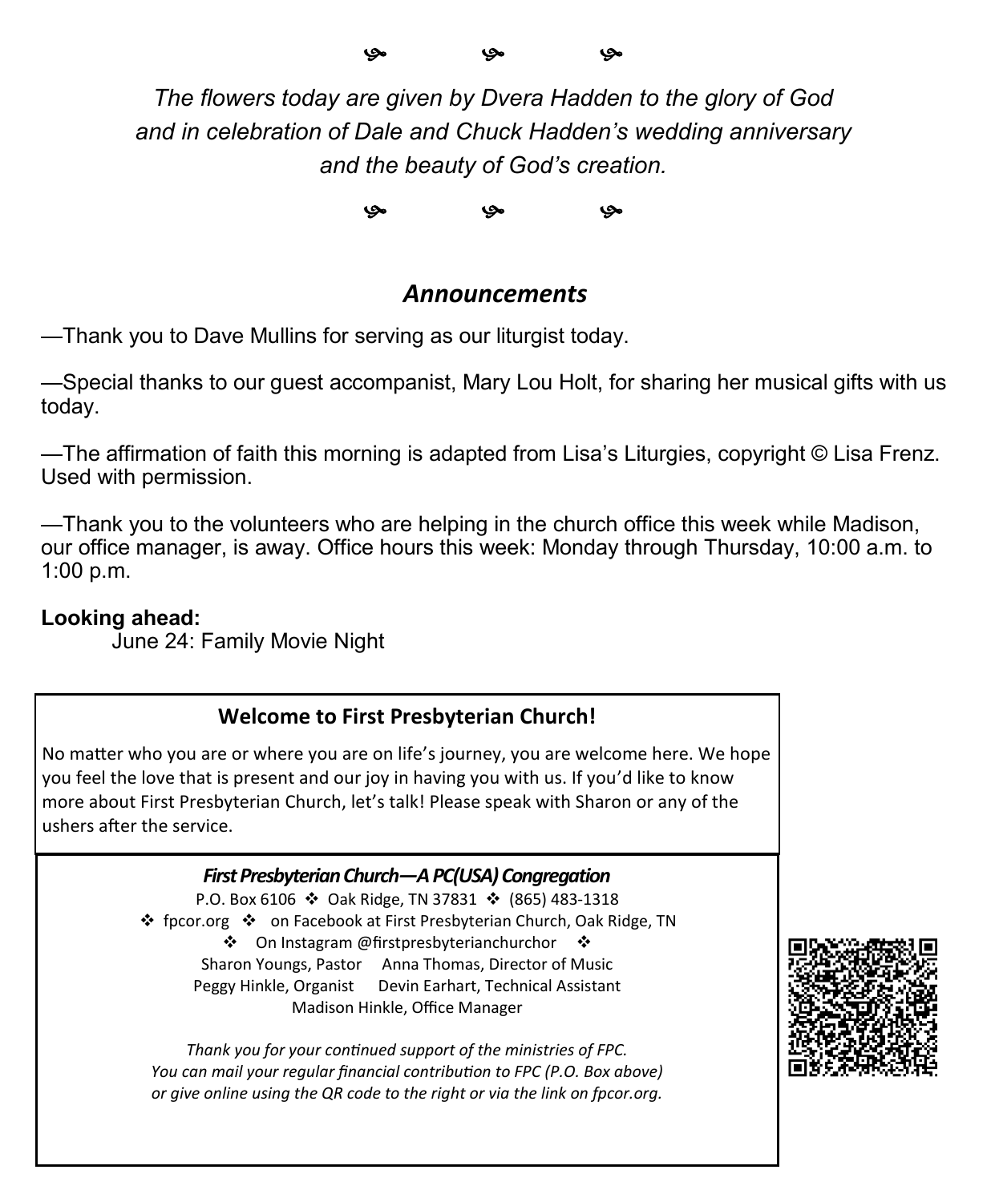☙ ☙ ☙

*The flowers today are given by Dvera Hadden to the glory of God and in celebration of Dale and Chuck Hadden's wedding anniversary and the beauty of God's creation.*

☙ ☙ ☙

## *Announcements*

—Thank you to Dave Mullins for serving as our liturgist today.

—Special thanks to our guest accompanist, Mary Lou Holt, for sharing her musical gifts with us today.

—The affirmation of faith this morning is adapted from Lisa's Liturgies, copyright © Lisa Frenz. Used with permission.

—Thank you to the volunteers who are helping in the church office this week while Madison, our office manager, is away. Office hours this week: Monday through Thursday, 10:00 a.m. to 1:00 p.m.

**Looking ahead:**

June 24: Family Movie Night

### Welcome to First Presbyterian Church!

No matter who you are or where you are on life's journey, you are welcome here. We hope you feel the love that is present and our joy in having you with us. If you'd like to know more about First Presbyterian Church, let's talk! Please speak with Sharon or any of the ushers after the service.

***First Presbyterian Church—A PC(USA) Congregation***

P.O. Box 6106 ❖ Oak Ridge, TN 37831 ❖ (865) 483-1318

❖ fpcor.org ❖ on Facebook at First Presbyterian Church, Oak Ridge, TN

❖ On Instagram @firstpresbyterianchurchor ❖

Sharon Youngs, Pastor Anna Thomas, Director of Music

Peggy Hinkle, Organist Devin Earhart, Technical Assistant

Madison Hinkle, Office Manager

*Thank you for your continued support of the ministries of FPC. You can mail your regular financial contribution to FPC (P.O. Box above) or give online using the QR code to the right or via the link on fpcor.org.*